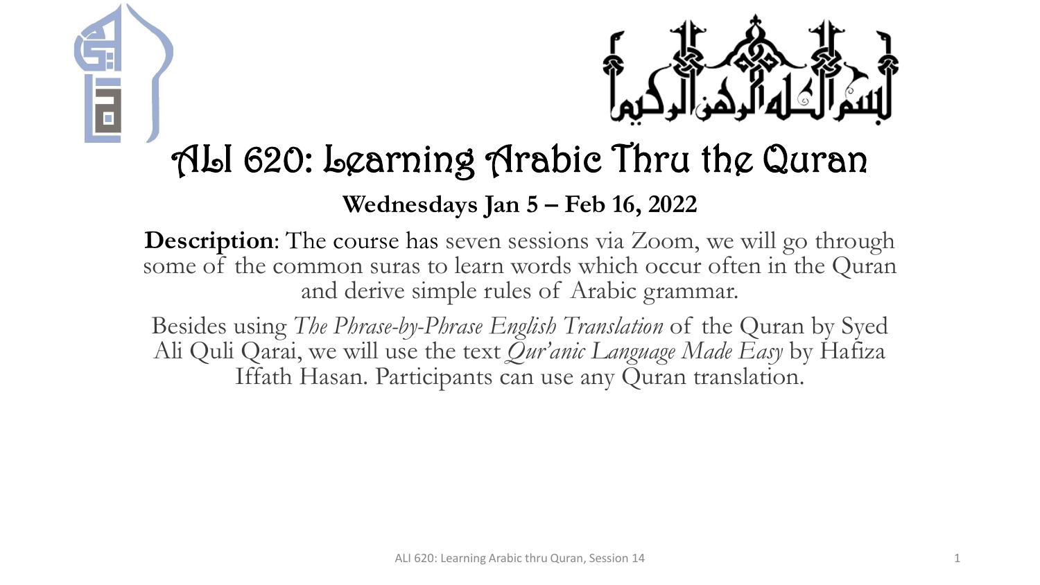# ALI 620: Learning Arabic Thru the Quran

**Wednesdays Jan 5 – Feb 16, 2022**

**Description**: The course has seven sessions via Zoom, we will go through some of the common suras to learn words which occur often in the Quran and derive simple rules of Arabic grammar.

Besides using *The Phrase-by-Phrase English Translation* of the Quran by Syed Ali Quli Qarai, we will use the text *Qur'anic Language Made Easy* by Hafiza Iffath Hasan. Participants can use any Quran translation.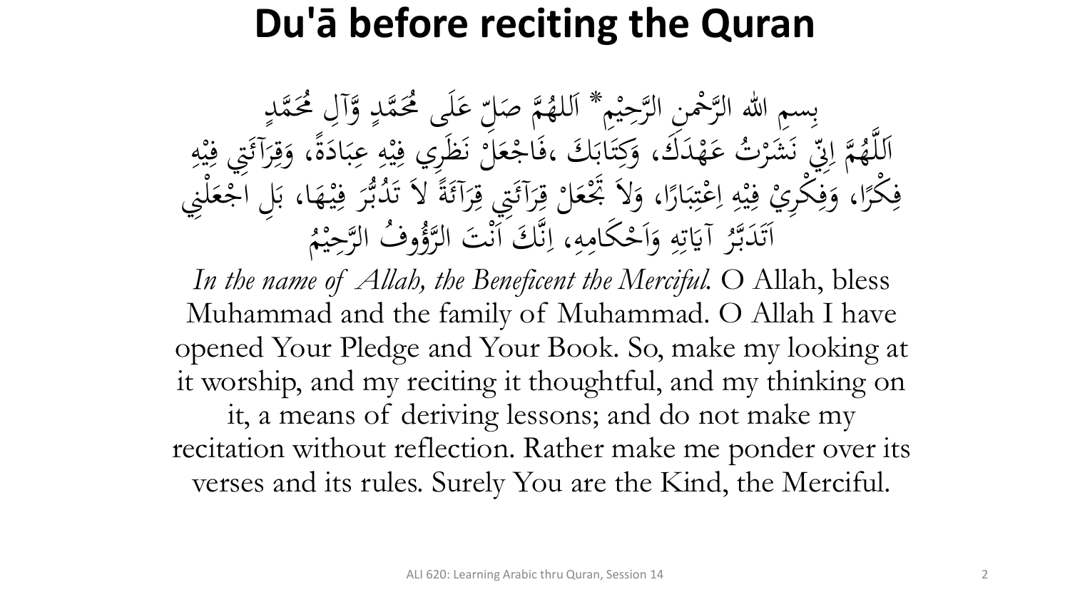# Du'ā before reciting the Quran

بِسمِ الله الرَّحْمنِ الرَّحِيْمِ* اَللهُمَّ صَلِّ عَلَى مُحَمَّدٍ وَّآلِ مُحَمَّدٍ
اَللَّهُمَّ اِنِّي نَشَرْتُ عَهْدَكَ، وَكِتَابَكَ ،فَاجْعَلْ نَظَرِي فِيْهِ عِبَادَةً، وَقِرَآئَتِي فِيْهِ فِكْرًا، وَفِكْرِيْ فِيْهِ اِعْتِبَارًا، وَلاَ تَجْعَلْ قِرَآئَتِي قِرَآئَةً لاَ تَدُبُّرَ فِيْهَا، بَلِ اجْعَلْنِي اَتَدَبَّرُ آيَاتِهِ وَاَحْكَامِهِ، اِنَّكَ اَنْتَ الرَّؤُوفُ الرَّحِيْمُ

*In the name of Allah, the Beneficent the Merciful.* O Allah, bless Muhammad and the family of Muhammad. O Allah I have opened Your Pledge and Your Book. So, make my looking at it worship, and my reciting it thoughtful, and my thinking on it, a means of deriving lessons; and do not make my recitation without reflection. Rather make me ponder over its verses and its rules. Surely You are the Kind, the Merciful.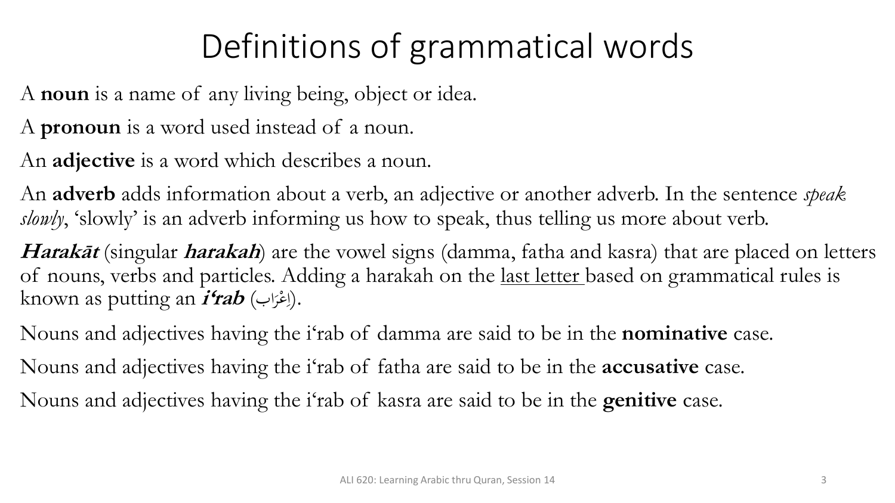# Definitions of grammatical words

A **noun** is a name of any living being, object or idea.

A **pronoun** is a word used instead of a noun.

An **adjective** is a word which describes a noun.

An **adverb** adds information about a verb, an adjective or another adverb. In the sentence *speak slowly*, 'slowly' is an adverb informing us how to speak, thus telling us more about verb.

***Harakāt*** (singular ***harakah***) are the vowel signs (damma, fatha and kasra) that are placed on letters of nouns, verbs and particles. Adding a harakah on the <u>last letter</u> based on grammatical rules is known as putting an ***i'rab*** (اِعْرَاب).

Nouns and adjectives having the i'rab of damma are said to be in the **nominative** case.

Nouns and adjectives having the i'rab of fatha are said to be in the **accusative** case.

Nouns and adjectives having the i'rab of kasra are said to be in the **genitive** case.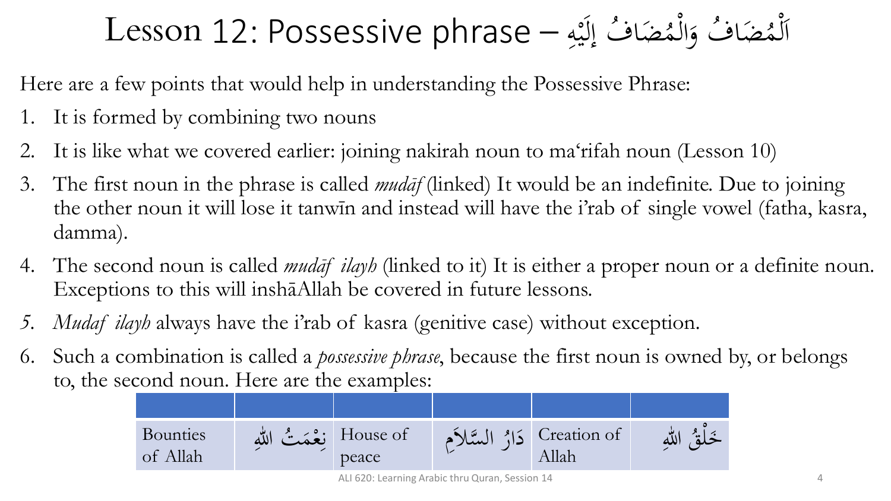# Lesson 12: Possessive phrase – اَلْمُضَافُ وَالْمُضَافُ إِلَيْهِ

Here are a few points that would help in understanding the Possessive Phrase:

1. It is formed by combining two nouns
2. It is like what we covered earlier: joining nakirah noun to ma'rifah noun (Lesson 10)
3. The first noun in the phrase is called *mudāf* (linked) It would be an indefinite. Due to joining the other noun it will lose it tanwīn and instead will have the i'rab of single vowel (fatha, kasra, damma).
4. The second noun is called *mudāf ilayh* (linked to it) It is either a proper noun or a definite noun. Exceptions to this will inshāAllah be covered in future lessons.
5. *Mudaf ilayh* always have the i'rab of kasra (genitive case) without exception.
6. Such a combination is called a *possessive phrase*, because the first noun is owned by, or belongs to, the second noun. Here are the examples:

| | | | | | |
|---|---|---|---|---|---|
| Bounties of Allah | نِعْمَتُ اللهِ | House of peace | دَارُ السَّلَامِ | Creation of Allah | خَلْقُ اللهِ |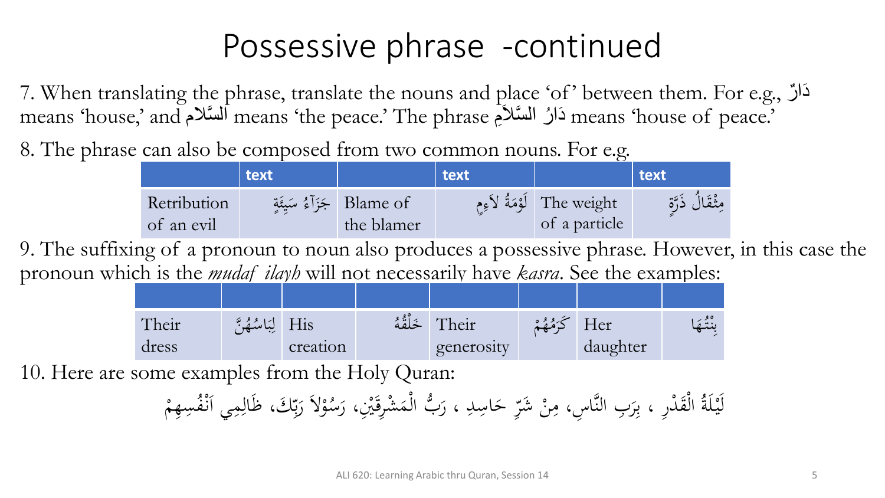# Possessive phrase -continued

7. When translating the phrase, translate the nouns and place ‘of’ between them. For e.g., دَارٌ means ‘house,’ and السَّلام means ‘the peace.’ The phrase دَارُ السَّلاَمِ means ‘house of peace.’

8. The phrase can also be composed from two common nouns. For e.g.

| | text | | text | | text |
|---|---|---|---|---|---|
| Retribution of an evil | جَزَآءُ سَيِئَةٍ | Blame of the blamer | لَوْمَةُ لاَءِمٍ | The weight of a particle | مِثْقَالُ ذَرَّةٍ |

9. The suffixing of a pronoun to noun also produces a possessive phrase. However, in this case the pronoun which is the *mudaf ilayh* will not necessarily have *kasra*. See the examples:

| | | | | | | | |
|---|---|---|---|---|---|---|---|
| Their dress | لِبَاسُهُنَّ | His creation | خَلْقُهُ | Their generosity | كَرَمُهُمْ | Her daughter | بِنْتُهَا |

10. Here are some examples from the Holy Quran:

لَيْلَةُ الْقَدْرِ ، بِرَبِ النَّاسِ، مِنْ شَرِّ حَاسِدِ ، رَبُّ الْمَشْرِقَيْنِ، رَسُوْلاَ رَبِّكَ، ظَالِمِي اَنْفُسِهِمْ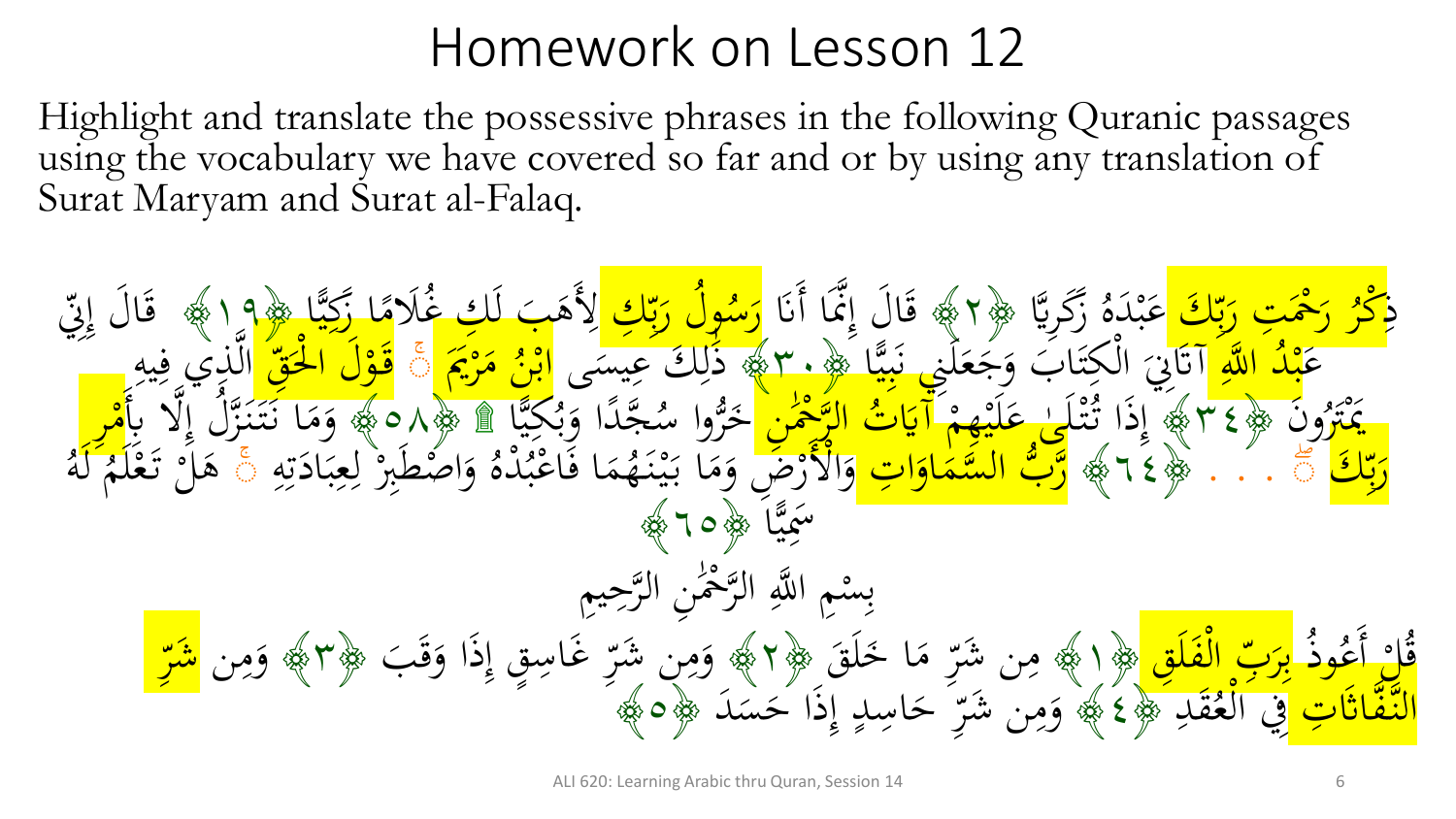# Homework on Lesson 12

Highlight and translate the possessive phrases in the following Quranic passages using the vocabulary we have covered so far and or by using any translation of Surat Maryam and Surat al-Falaq.

ذِكْرُ رَحْمَتِ رَبِّكَ عَبْدَهُ زَكَرِيَّا ﴿٢﴾ قَالَ إِنَّمَا أَنَا رَسُولُ رَبِّكِ لِأَهَبَ لَكِ غُلَامًا زَكِيًّا ﴿١٩﴾ قَالَ إِنِّي عَبْدُ اللَّهِ آتَانِيَ الْكِتَابَ وَجَعَلَنِي نَبِيًّا ﴿٣٠﴾ ذَٰلِكَ عِيسَى ابْنُ مَرْيَمَ ۚ قَوْلَ الْحَقِّ الَّذِي فِيهِ يَمْتَرُونَ ﴿٣٤﴾ إِذَا تُتْلَىٰ عَلَيْهِمْ آيَاتُ الرَّحْمَٰنِ خَرُّوا سُجَّدًا وَبُكِيًّا ۩ ﴿٥٨﴾ وَمَا نَتَنَزَّلُ إِلَّا بِأَمْرِ رَبِّكَ ۖ . . . ﴿٦٤﴾ رَّبُّ السَّمَاوَاتِ وَالْأَرْضِ وَمَا بَيْنَهُمَا فَاعْبُدْهُ وَاصْطَبِرْ لِعِبَادَتِهِ ۚ هَلْ تَعْلَمُ لَهُ سَمِيًّا ﴿٦٥﴾

بِسْمِ اللَّهِ الرَّحْمَٰنِ الرَّحِيمِ

قُلْ أَعُوذُ بِرَبِّ الْفَلَقِ ﴿١﴾ مِن شَرِّ مَا خَلَقَ ﴿٢﴾ وَمِن شَرِّ غَاسِقٍ إِذَا وَقَبَ ﴿٣﴾ وَمِن شَرِّ النَّفَّاثَاتِ فِي الْعُقَدِ ﴿٤﴾ وَمِن شَرِّ حَاسِدٍ إِذَا حَسَدَ ﴿٥﴾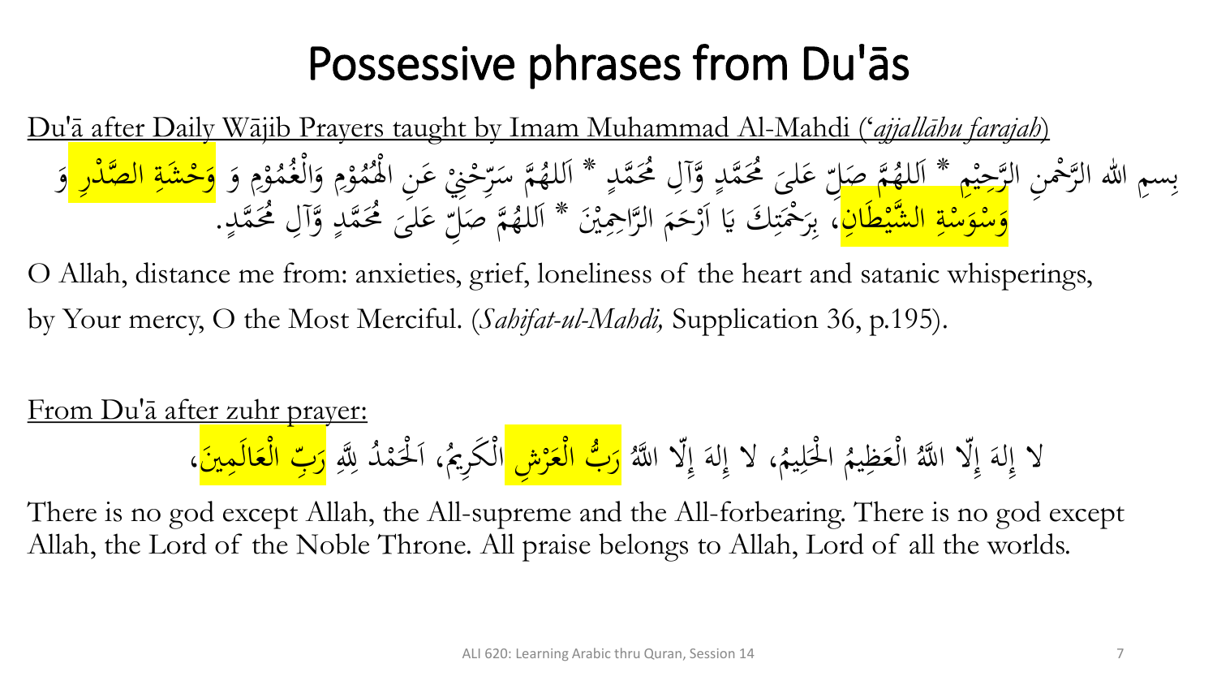# Possessive phrases from Du'ās

Du'ā after Daily Wājib Prayers taught by Imam Muhammad Al-Mahdi (*'ajjallāhu farajah*)

بِسمِ اللهِ الرَّحْمنِ الرَّحِيْمِ * اَللهُمَّ صَلِّ عَلىَ مُحَمَّدٍ وَّآلِ مُحَمَّدٍ * اَللهُمَّ سَرِّحْنِيْ عَنِ الْهُمُوْمِ وَالْغُمُوْمِ وَ وَحْشَةِ الصَّدْرِ وَ وَسْوَسْةِ الشَّيْطَانِ، بِرَحْمَتِكَ يَا اَرْحَمَ الرَّاحِمِيْنَ * اَللهُمَّ صَلِّ عَلىَ مُحَمَّدٍ وَّآلِ مُحَمَّدٍ.

O Allah, distance me from: anxieties, grief, loneliness of the heart and satanic whisperings, by Your mercy, O the Most Merciful. (*Sahifat-ul-Mahdi,* Supplication 36, p.195).

From Du'ā after zuhr prayer:

لا إِلهَ إِلّا اللّهُ الْعَظِيمُ الْحَلِيمُ، لا إِلهَ إِلّا اللّهُ رَبُّ الْعَرْشِ الْكَرِيمُ، اَلْحَمْدُ لِلّهِ رَبِّ الْعَالَمِينَ،

There is no god except Allah, the All-supreme and the All-forbearing. There is no god except Allah, the Lord of the Noble Throne. All praise belongs to Allah, Lord of all the worlds.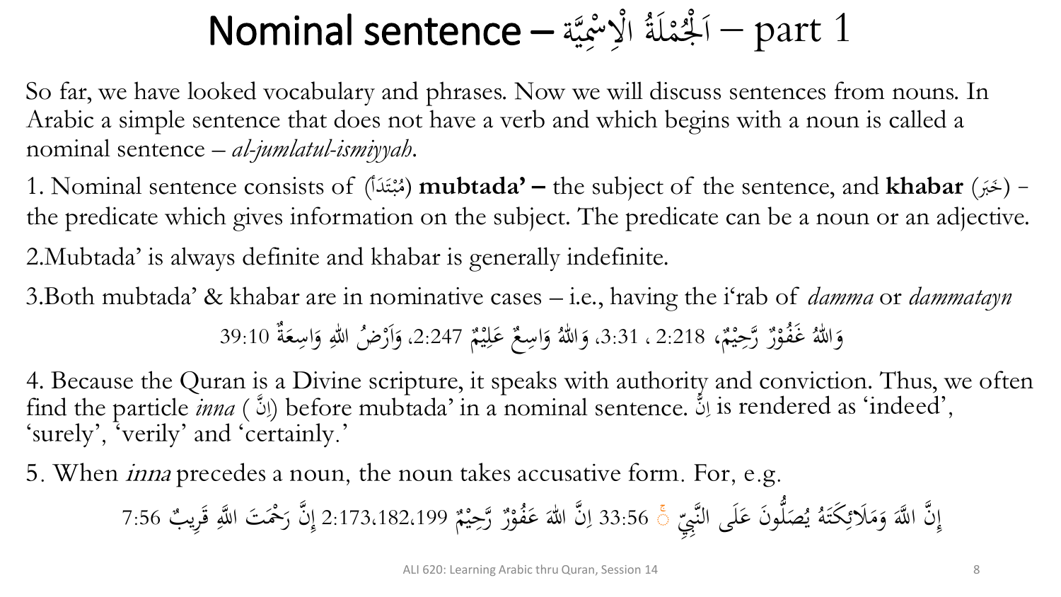# Nominal sentence – اَلْجُمْلَةُ الْاِسْمِيَّة – part 1

So far, we have looked vocabulary and phrases. Now we will discuss sentences from nouns. In Arabic a simple sentence that does not have a verb and which begins with a noun is called a nominal sentence – *al-jumlatul-ismiyyah*.

1. Nominal sentence consists of (مُبْتَدَأ) **mubtada' –** the subject of the sentence, and **khabar** (خَبَر) - the predicate which gives information on the subject. The predicate can be a noun or an adjective.

2.Mubtada' is always definite and khabar is generally indefinite.

3.Both mubtada' & khabar are in nominative cases – i.e., having the i'rab of *damma* or *dammatayn*

وَاللهُ غَفُوْرٌ رَّحِيْمٌ، 2:218 ، 3:31، وَاللهُ وَاسِعٌ عَلِيْمٌ 2:247، وَاَرْضُ اللهِ وَاسِعَةٌ 39:10

4. Because the Quran is a Divine scripture, it speaks with authority and conviction. Thus, we often find the particle *inna* (اِنَّ) before mubtada' in a nominal sentence. اِنَّ is rendered as 'indeed', 'surely', 'verily' and 'certainly.'

5. When *inna* precedes a noun, the noun takes accusative form. For, e.g.

إِنَّ اللَّهَ وَمَلَائِكَتَهُ يُصَلُّونَ عَلَى النَّبِيِّ ۚ 33:56 اِنَّ اللهَ غَفُوْرٌ رَّحِيْمٌ 2:173،182،199 إِنَّ رَحْمَتَ اللَّهِ قَرِيبٌ 7:56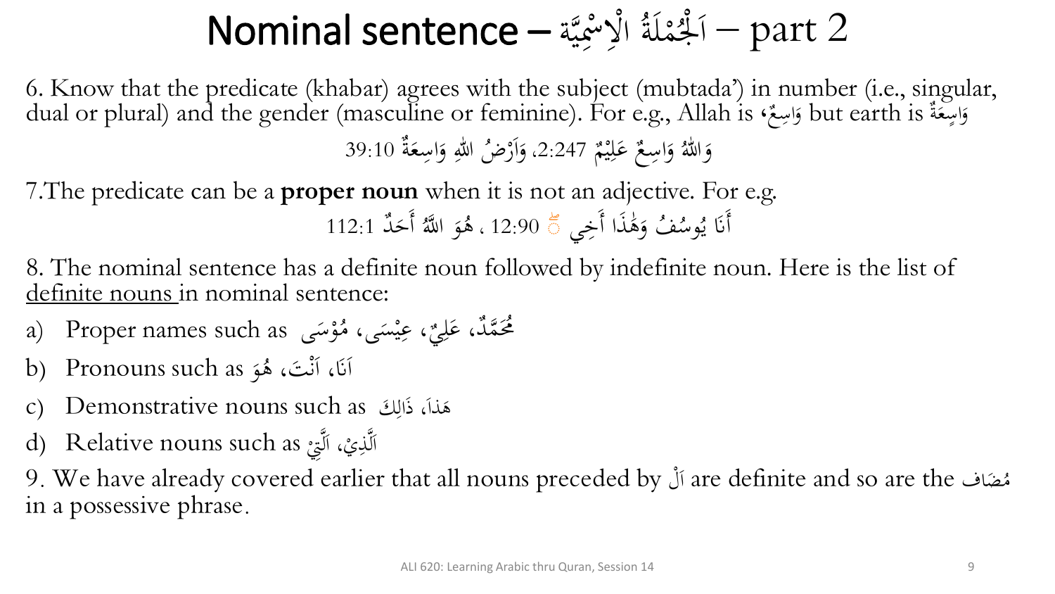# Nominal sentence – اَلْجُمْلَةُ الْاِسْمِيَّة – part 2

6. Know that the predicate (khabar) agrees with the subject (mubtada') in number (i.e., singular, dual or plural) and the gender (masculine or feminine). For e.g., Allah is وَاسِعٌ، but earth is وَاسِعَةٌ

وَاللّٰهُ وَاسِعٌ عَلِيْمٌ 2:247، وَاَرْضُ اللهِ وَاسِعَةٌ 39:10

7.The predicate can be a **proper noun** when it is not an adjective. For e.g.

أَنَا يُوسُفُ وَهَٰذَا أَخِي ۖ 12:90 ، هُوَ اللَّهُ أَحَدٌ 112:1

8. The nominal sentence has a definite noun followed by indefinite noun. Here is the list of definite nouns in nominal sentence:

a) Proper names such as مُحَمَّدٌ، عَلِيٌّ، عِيْسَى، مُوْسَى
b) Pronouns such as اَنَا، اَنْتَ، هُوَ
c) Demonstrative nouns such as هَذاَ، ذَالِكَ
d) Relative nouns such as اَلَّذِيْ، اَلَّتِيْ

9. We have already covered earlier that all nouns preceded by اَلْ are definite and so are the مُضَاف in a possessive phrase.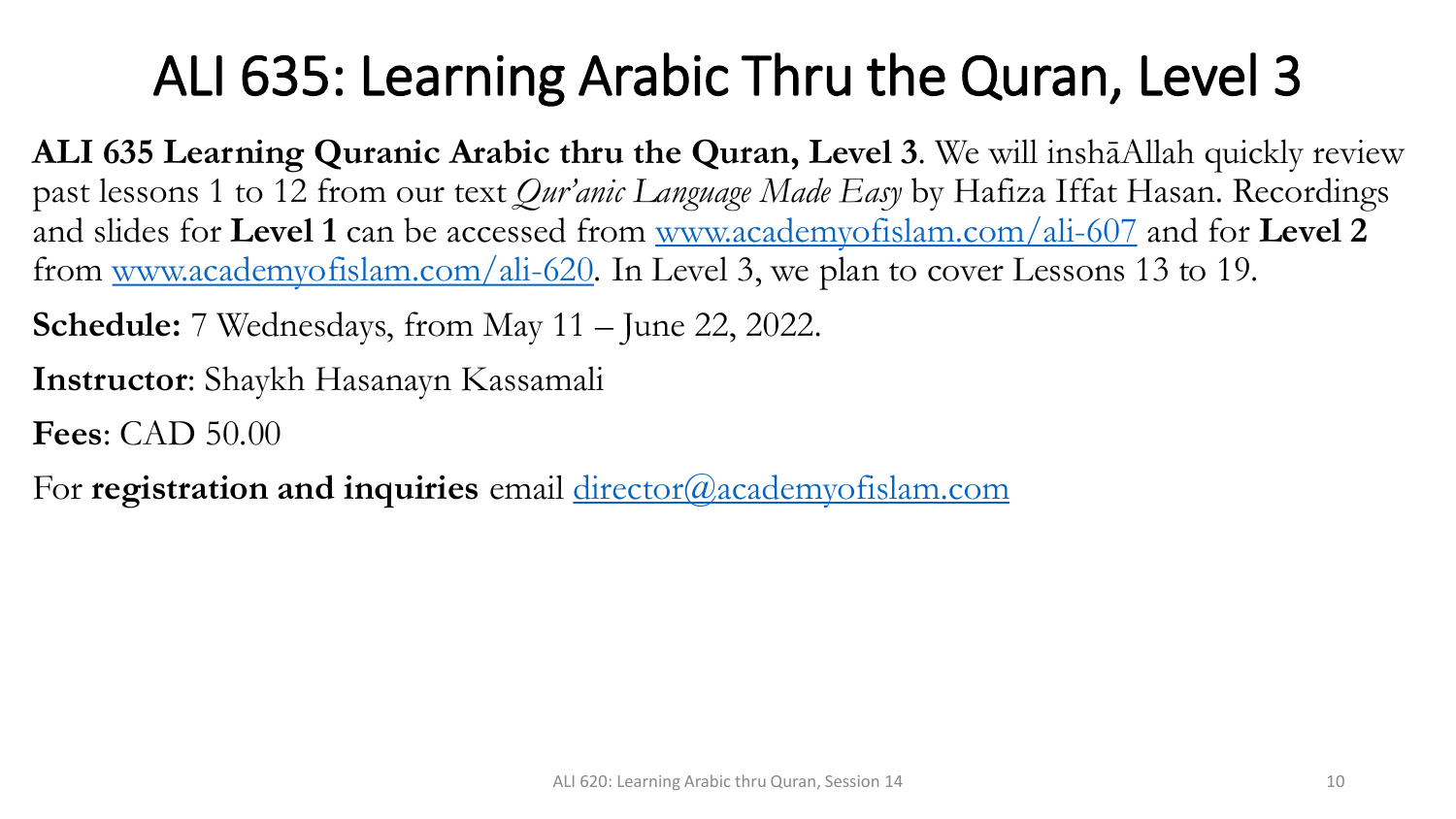# ALI 635: Learning Arabic Thru the Quran, Level 3

**ALI 635 Learning Quranic Arabic thru the Quran, Level 3**. We will inshāAllah quickly review past lessons 1 to 12 from our text *Qur'anic Language Made Easy* by Hafiza Iffat Hasan. Recordings and slides for **Level 1** can be accessed from www.academyofislam.com/ali-607 and for **Level 2** from www.academyofislam.com/ali-620. In Level 3, we plan to cover Lessons 13 to 19.

**Schedule:** 7 Wednesdays, from May 11 – June 22, 2022.

**Instructor**: Shaykh Hasanayn Kassamali

**Fees**: CAD 50.00

For **registration and inquiries** email director@academyofislam.com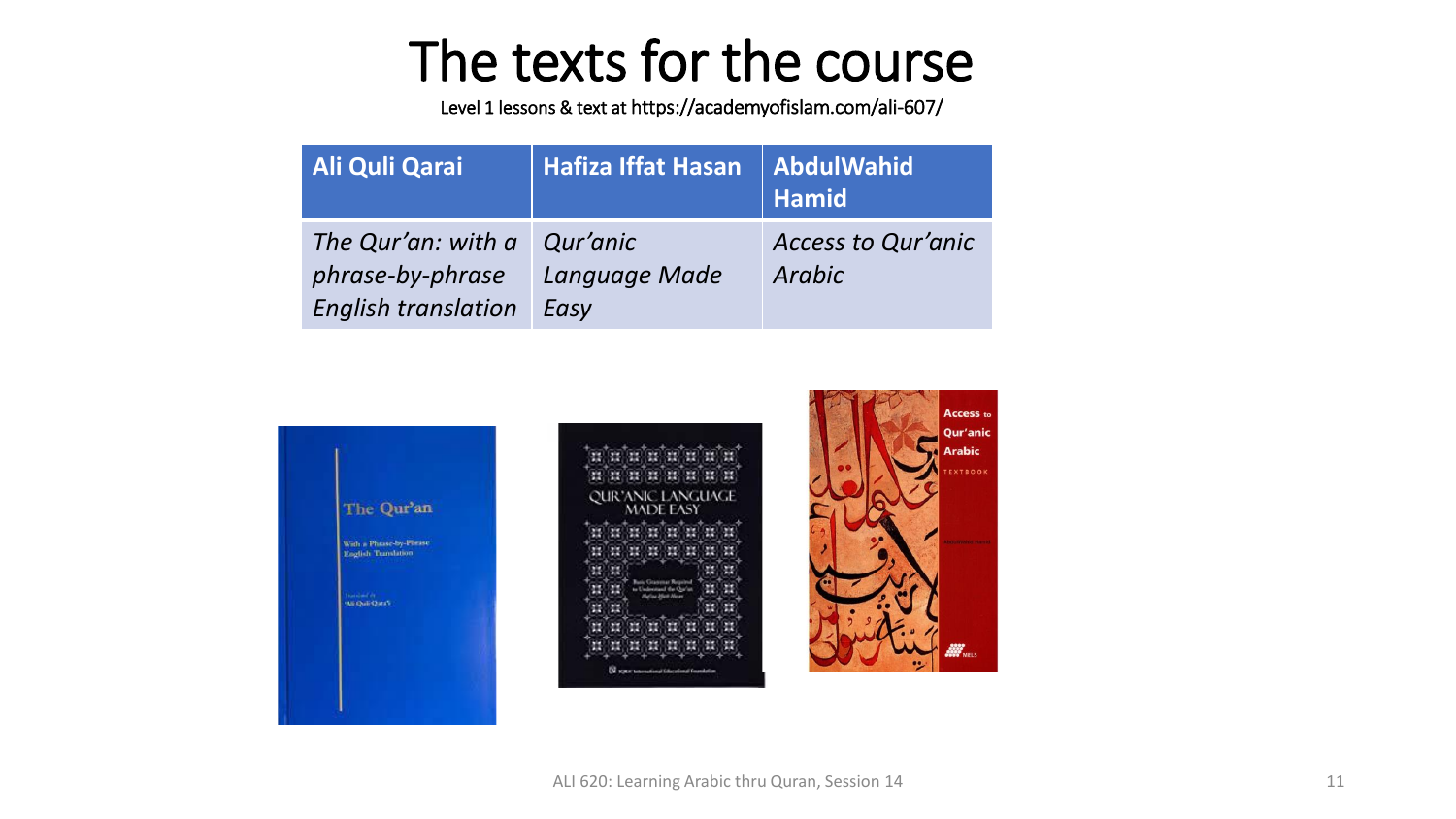# The texts for the course

Level 1 lessons & text at https://academyofislam.com/ali-607/

| Ali Quli Qarai | Hafiza Iffat Hasan | AbdulWahid Hamid |
|---|---|---|
| *The Qur'an: with a phrase-by-phrase English translation* | *Qur'anic Language Made Easy* | *Access to Qur'anic Arabic* |